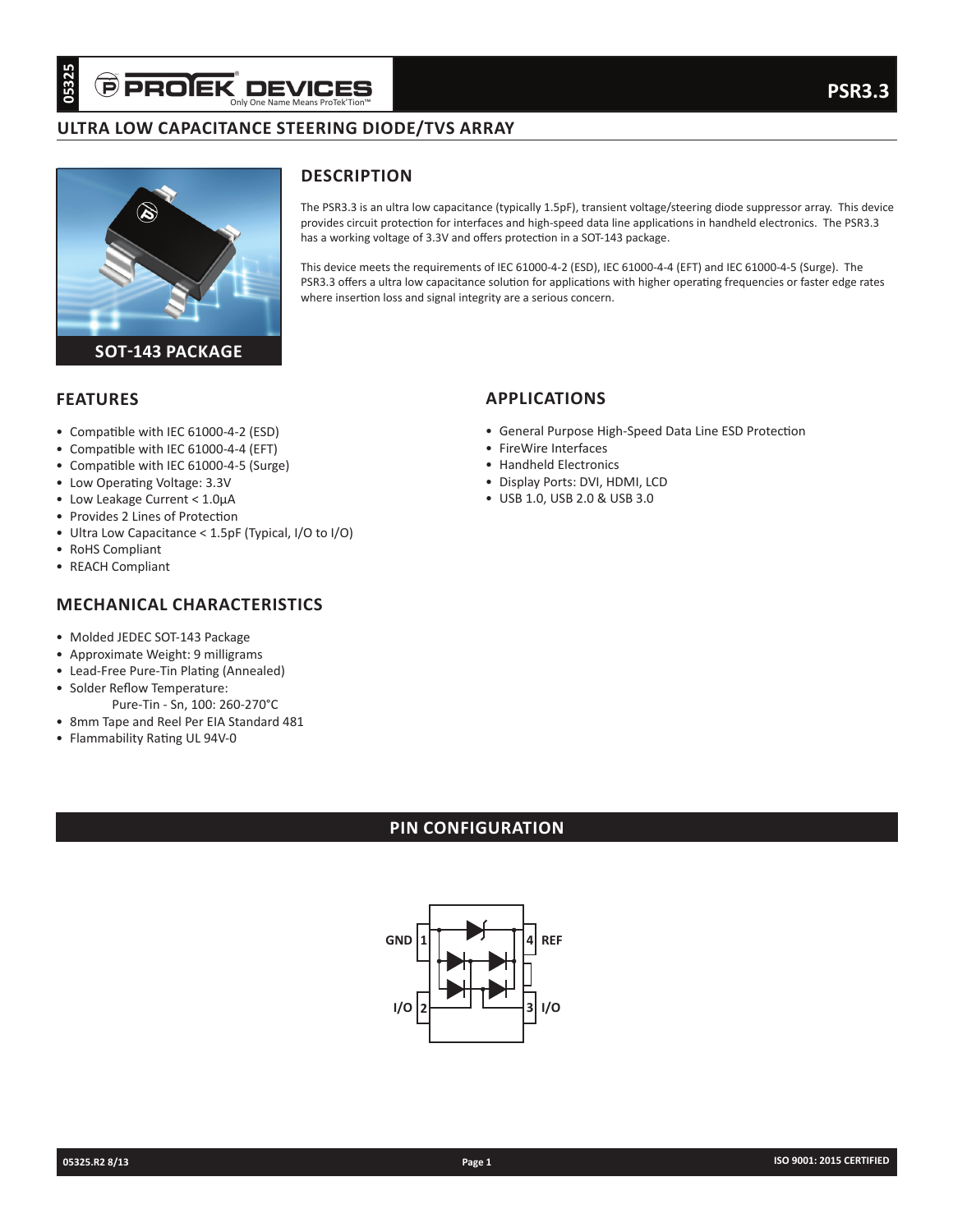# PSR3.3

## ULTRA LOW CAPACITANCE STEERING DIODE/TVS ARRAY

SOT-143 PACKAGE

## DESCRIPTION

The PSR3.3 is an ultra low capacitance (typically 1.5pF), transient voltage/steering diode suppressor array. This device provides circuit protection for interfaces and high-speed data line applications in handheld electronics. The PSR3.3 has a working voltage of 3.3V and offers protection in a SOT-143 package.

This device meets the requirements of IEC 61000-4-2 (ESD), IEC 61000-4-4 (EFT) and IEC 61000-4-5 (Surge). The PSR3.3 offers a ultra low capacitance solution for applications with higher operating frequencies or faster edge rates where insertion loss and signal integrity are a serious concern.

## FEATURES

- Compatible with IEC 61000-4-2 (ESD)
- Compatible with IEC 61000-4-4 (EFT)
- Compatible with IEC 61000-4-5 (Surge)
- Low Operating Voltage: 3.3V
- Low Leakage Current < 1.0µA
- Provides 2 Lines of Protection
- Ultra Low Capacitance < 1.5pF (Typical, I/O to I/O)
- RoHS Compliant
- REACH Compliant

## APPLICATIONS

- General Purpose High-Speed Data Line ESD Protection
- FireWire Interfaces
- Handheld Electronics
- Display Ports: DVI, HDMI, LCD
- USB 1.0, USB 2.0 & USB 3.0

## MECHANICAL CHARACTERISTICS

- Molded JEDEC SOT-143 Package
- Approximate Weight: 9 milligrams
- Lead-Free Pure-Tin Plating (Annealed)
- Solder Reflow Temperature:
  - Pure-Tin - Sn, 100: 260-270°C
- 8mm Tape and Reel Per EIA Standard 481
- Flammability Rating UL 94V-0

## PIN CONFIGURATION

GND 1 | 4 REF

I/O 2 | 3 I/O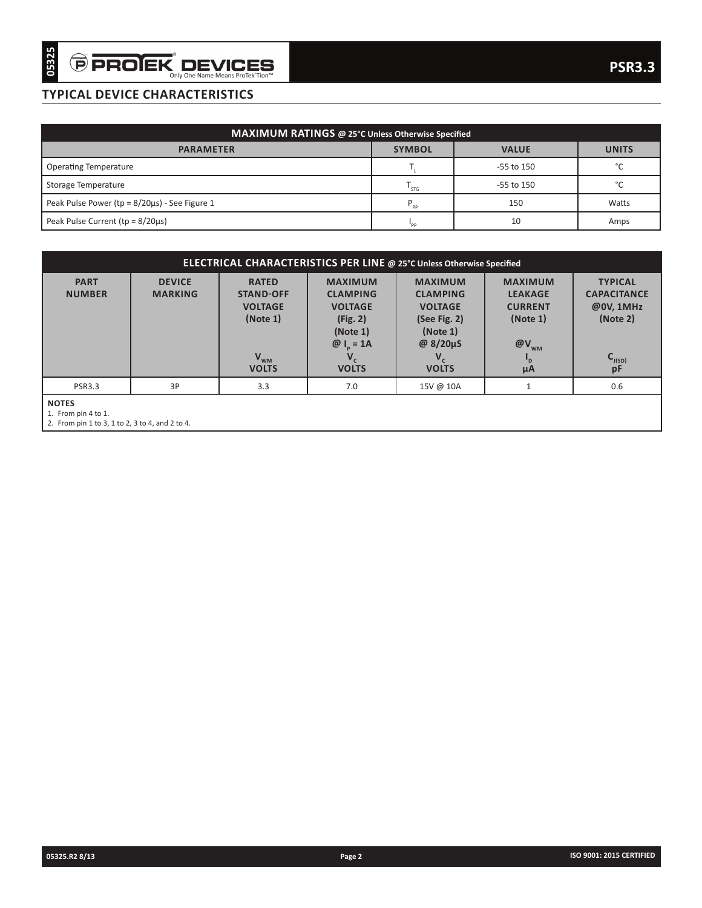## TYPICAL DEVICE CHARACTERISTICS

| MAXIMUM RATINGS @ 25°C Unless Otherwise Specified | | | |
|---|---|---|---|
| **PARAMETER** | **SYMBOL** | **VALUE** | **UNITS** |
| Operating Temperature | $T_L$ | -55 to 150 | °C |
| Storage Temperature | $T_{STG}$ | -55 to 150 | °C |
| Peak Pulse Power (tp = 8/20µs) - See Figure 1 | $P_{PP}$ | 150 | Watts |
| Peak Pulse Current (tp = 8/20µs) | $I_{PP}$ | 10 | Amps |

| ELECTRICAL CHARACTERISTICS PER LINE @ 25°C Unless Otherwise Specified | | | | | | |
|---|---|---|---|---|---|---|
| **PART NUMBER** | **DEVICE MARKING** | **RATED STAND-OFF VOLTAGE (Note 1)** $V_{WM}$ **VOLTS** | **MAXIMUM CLAMPING VOLTAGE (Fig. 2) (Note 1) @** $I_P$ **= 1A** $V_C$ **VOLTS** | **MAXIMUM CLAMPING VOLTAGE (See Fig. 2) (Note 1) @ 8/20µS** $V_C$ **VOLTS** | **MAXIMUM LEAKAGE CURRENT (Note 1) @**$V_{WM}$ $I_D$ **µA** | **TYPICAL CAPACITANCE @0V, 1MHz (Note 2)** $C_{J(SD)}$ **pF** |
| PSR3.3 | 3P | 3.3 | 7.0 | 15V @ 10A | 1 | 0.6 |

**NOTES**

1. From pin 4 to 1.
2. From pin 1 to 3, 1 to 2, 3 to 4, and 2 to 4.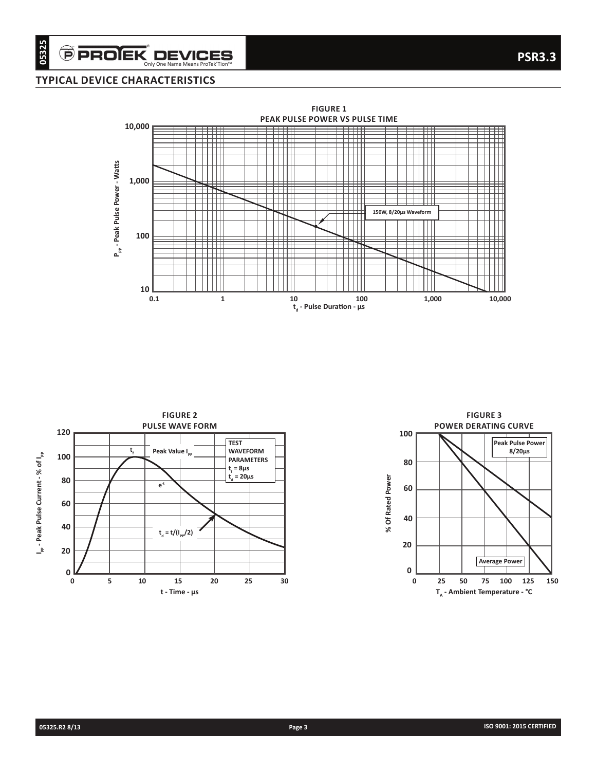## TYPICAL DEVICE CHARACTERISTICS

**FIGURE 1**
**PEAK PULSE POWER VS PULSE TIME**

$P_{PP}$ - Peak Pulse Power - Watts

10,000
1,000
100
10

0.1 1 10 100 1,000 10,000

$t_d$ - Pulse Duration - µs

150W, 8/20µs Waveform

**FIGURE 2**
**PULSE WAVE FORM**

$I_{PP}$ - Peak Pulse Current - % of $I_{PP}$

120
100
80
60
40
20
0

0 5 10 15 20 25 30

t - Time - µs

$t_f$

Peak Value $I_{PP}$

$e^{-t}$

$t_d = t/(I_{PP}/2)$

TEST WAVEFORM PARAMETERS
$t_f$ = 8µs
$t_d$ = 20µs

**FIGURE 3**
**POWER DERATING CURVE**

% Of Rated Power

100
80
60
40
20
0

0 25 50 75 100 125 150

$T_A$ - Ambient Temperature - °C

Peak Pulse Power 8/20µs

Average Power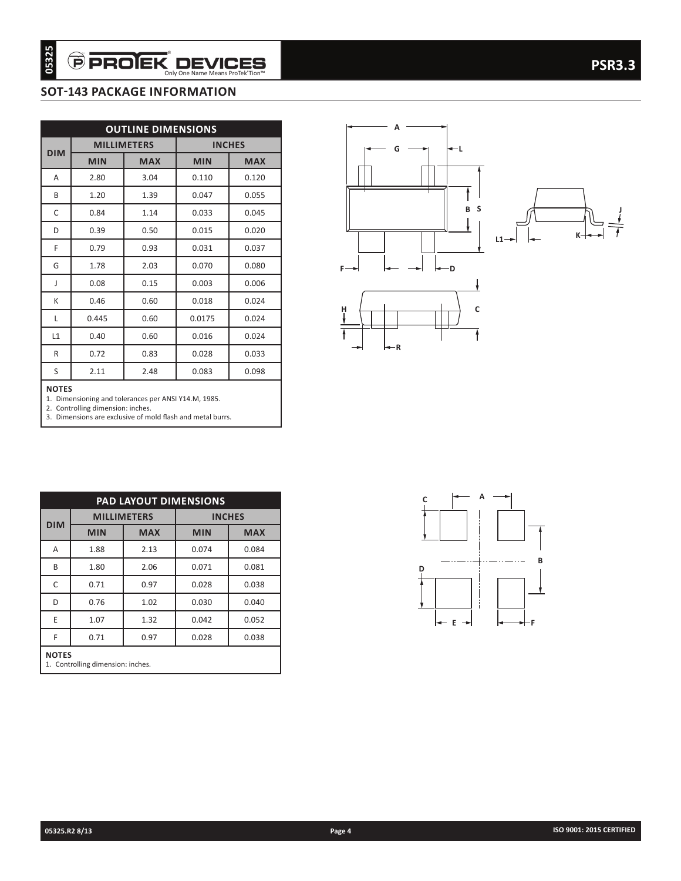## SOT-143 PACKAGE INFORMATION

| OUTLINE DIMENSIONS | | | | |
|---|---|---|---|---|
| DIM | MILLIMETERS | | INCHES | |
| | MIN | MAX | MIN | MAX |
| A | 2.80 | 3.04 | 0.110 | 0.120 |
| B | 1.20 | 1.39 | 0.047 | 0.055 |
| C | 0.84 | 1.14 | 0.033 | 0.045 |
| D | 0.39 | 0.50 | 0.015 | 0.020 |
| F | 0.79 | 0.93 | 0.031 | 0.037 |
| G | 1.78 | 2.03 | 0.070 | 0.080 |
| J | 0.08 | 0.15 | 0.003 | 0.006 |
| K | 0.46 | 0.60 | 0.018 | 0.024 |
| L | 0.445 | 0.60 | 0.0175 | 0.024 |
| L1 | 0.40 | 0.60 | 0.016 | 0.024 |
| R | 0.72 | 0.83 | 0.028 | 0.033 |
| S | 2.11 | 2.48 | 0.083 | 0.098 |

**NOTES**
1. Dimensioning and tolerances per ANSI Y14.M, 1985.
2. Controlling dimension: inches.
3. Dimensions are exclusive of mold flash and metal burrs.

| PAD LAYOUT DIMENSIONS | | | | |
|---|---|---|---|---|
| DIM | MILLIMETERS | | INCHES | |
| | MIN | MAX | MIN | MAX |
| A | 1.88 | 2.13 | 0.074 | 0.084 |
| B | 1.80 | 2.06 | 0.071 | 0.081 |
| C | 0.71 | 0.97 | 0.028 | 0.038 |
| D | 0.76 | 1.02 | 0.030 | 0.040 |
| E | 1.07 | 1.32 | 0.042 | 0.052 |
| F | 0.71 | 0.97 | 0.028 | 0.038 |

**NOTES**
1. Controlling dimension: inches.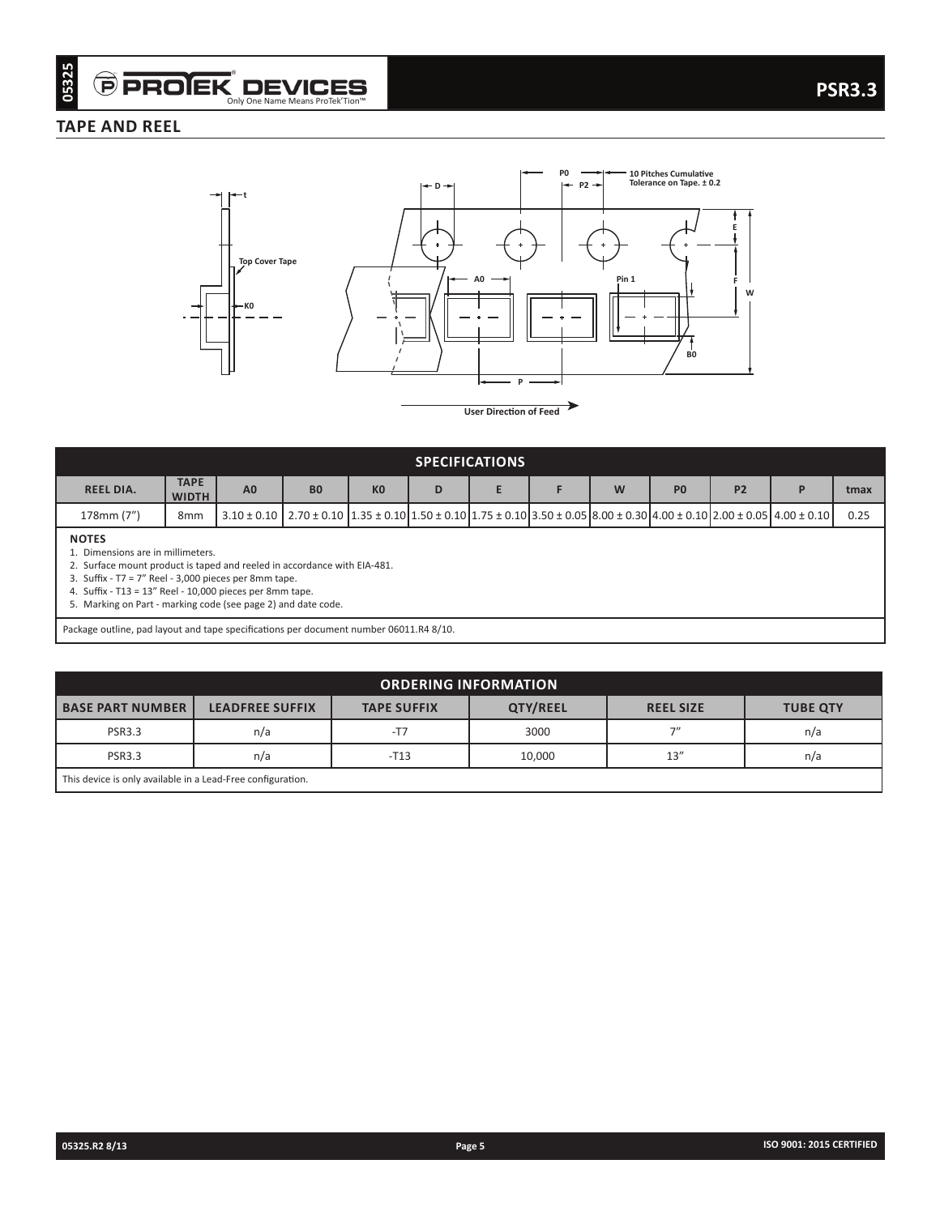## TAPE AND REEL

| SPECIFICATIONS | | | | | | | | | | | | |
|---|---|---|---|---|---|---|---|---|---|---|---|---|
| REEL DIA. | TAPE WIDTH | A0 | B0 | K0 | D | E | F | W | P0 | P2 | P | tmax |
| 178mm (7") | 8mm | 3.10 ± 0.10 | 2.70 ± 0.10 | 1.35 ± 0.10 | 1.50 ± 0.10 | 1.75 ± 0.10 | 3.50 ± 0.05 | 8.00 ± 0.30 | 4.00 ± 0.10 | 2.00 ± 0.05 | 4.00 ± 0.10 | 0.25 |

**NOTES**

1. Dimensions are in millimeters.
2. Surface mount product is taped and reeled in accordance with EIA-481.
3. Suffix - T7 = 7" Reel - 3,000 pieces per 8mm tape.
4. Suffix - T13 = 13" Reel - 10,000 pieces per 8mm tape.
5. Marking on Part - marking code (see page 2) and date code.

Package outline, pad layout and tape specifications per document number 06011.R4 8/10.

## ORDERING INFORMATION

| BASE PART NUMBER | LEADFREE SUFFIX | TAPE SUFFIX | QTY/REEL | REEL SIZE | TUBE QTY |
|---|---|---|---|---|---|
| PSR3.3 | n/a | -T7 | 3000 | 7" | n/a |
| PSR3.3 | n/a | -T13 | 10,000 | 13" | n/a |

This device is only available in a Lead-Free configuration.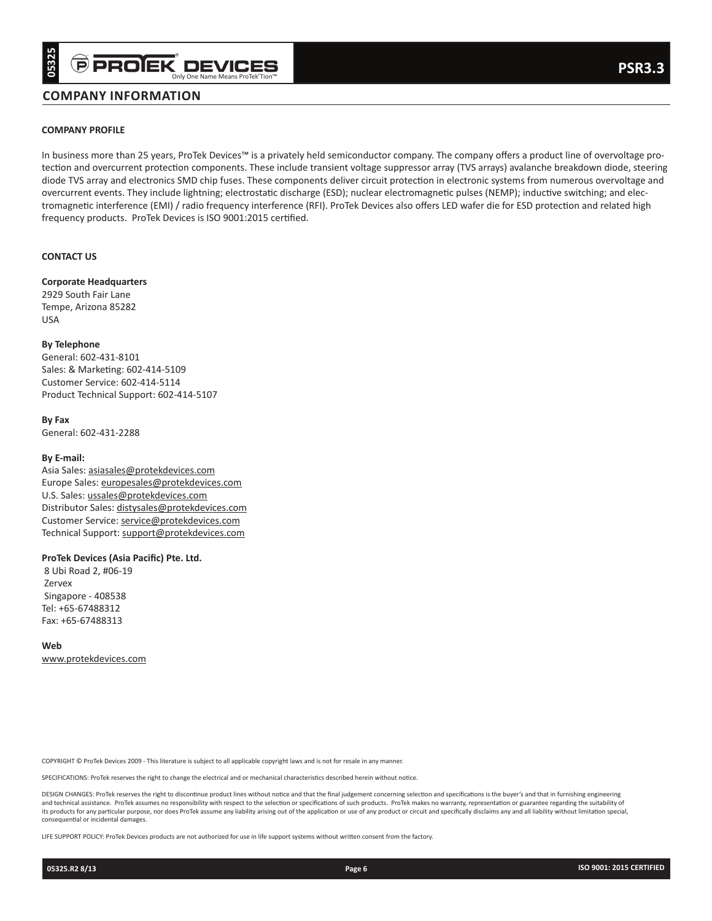## COMPANY INFORMATION

**COMPANY PROFILE**

In business more than 25 years, ProTek Devices™ is a privately held semiconductor company. The company offers a product line of overvoltage protection and overcurrent protection components. These include transient voltage suppressor array (TVS arrays) avalanche breakdown diode, steering diode TVS array and electronics SMD chip fuses. These components deliver circuit protection in electronic systems from numerous overvoltage and overcurrent events. They include lightning; electrostatic discharge (ESD); nuclear electromagnetic pulses (NEMP); inductive switching; and electromagnetic interference (EMI) / radio frequency interference (RFI). ProTek Devices also offers LED wafer die for ESD protection and related high frequency products. ProTek Devices is ISO 9001:2015 certified.

**CONTACT US**

**Corporate Headquarters**
2929 South Fair Lane
Tempe, Arizona 85282
USA

**By Telephone**
General: 602-431-8101
Sales: & Marketing: 602-414-5109
Customer Service: 602-414-5114
Product Technical Support: 602-414-5107

**By Fax**
General: 602-431-2288

**By E-mail:**
Asia Sales: asiasales@protekdevices.com
Europe Sales: europesales@protekdevices.com
U.S. Sales: ussales@protekdevices.com
Distributor Sales: distysales@protekdevices.com
Customer Service: service@protekdevices.com
Technical Support: support@protekdevices.com

**ProTek Devices (Asia Pacific) Pte. Ltd.**
8 Ubi Road 2, #06-19
Zervex
Singapore - 408538
Tel: +65-67488312
Fax: +65-67488313

**Web**
www.protekdevices.com

COPYRIGHT © ProTek Devices 2009 - This literature is subject to all applicable copyright laws and is not for resale in any manner.

SPECIFICATIONS: ProTek reserves the right to change the electrical and or mechanical characteristics described herein without notice.

DESIGN CHANGES: ProTek reserves the right to discontinue product lines without notice and that the final judgement concerning selection and specifications is the buyer's and that in furnishing engineering and technical assistance. ProTek assumes no responsibility with respect to the selection or specifications of such products. ProTek makes no warranty, representation or guarantee regarding the suitability of its products for any particular purpose, nor does ProTek assume any liability arising out of the application or use of any product or circuit and specifically disclaims any and all liability without limitation special, consequential or incidental damages.

LIFE SUPPORT POLICY: ProTek Devices products are not authorized for use in life support systems without written consent from the factory.